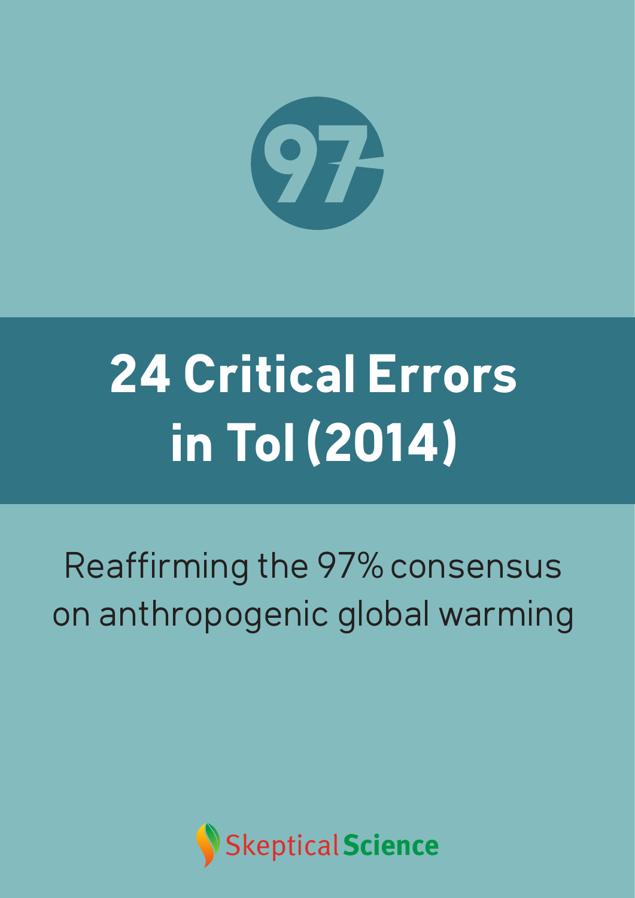97

# 24 Critical Errors in Tol (2014)

Reaffirming the 97% consensus on anthropogenic global warming

Skeptical Science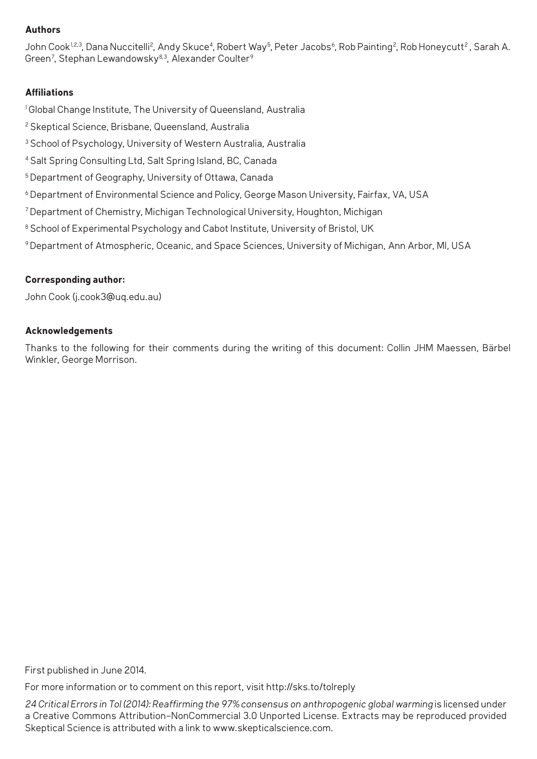**Authors**

John Cook[1,2,3], Dana Nuccitelli[2], Andy Skuce[4], Robert Way[5], Peter Jacobs[6], Rob Painting[2], Rob Honeycutt[2], Sarah A. Green[7], Stephan Lewandowsky[8,3], Alexander Coulter[9]

**Affiliations**

[1] Global Change Institute, The University of Queensland, Australia

[2] Skeptical Science, Brisbane, Queensland, Australia

[3] School of Psychology, University of Western Australia, Australia

[4] Salt Spring Consulting Ltd, Salt Spring Island, BC, Canada

[5] Department of Geography, University of Ottawa, Canada

[6] Department of Environmental Science and Policy, George Mason University, Fairfax, VA, USA

[7] Department of Chemistry, Michigan Technological University, Houghton, Michigan

[8] School of Experimental Psychology and Cabot Institute, University of Bristol, UK

[9] Department of Atmospheric, Oceanic, and Space Sciences, University of Michigan, Ann Arbor, MI, USA

**Corresponding author:**

John Cook (j.cook3@uq.edu.au)

**Acknowledgements**

Thanks to the following for their comments during the writing of this document: Collin JHM Maessen, Bärbel Winkler, George Morrison.

First published in June 2014.

For more information or to comment on this report, visit http://sks.to/tolreply

*24 Critical Errors in Tol (2014): Reaffirming the 97% consensus on anthropogenic global warming* is licensed under a Creative Commons Attribution-NonCommercial 3.0 Unported License. Extracts may be reproduced provided Skeptical Science is attributed with a link to www.skepticalscience.com.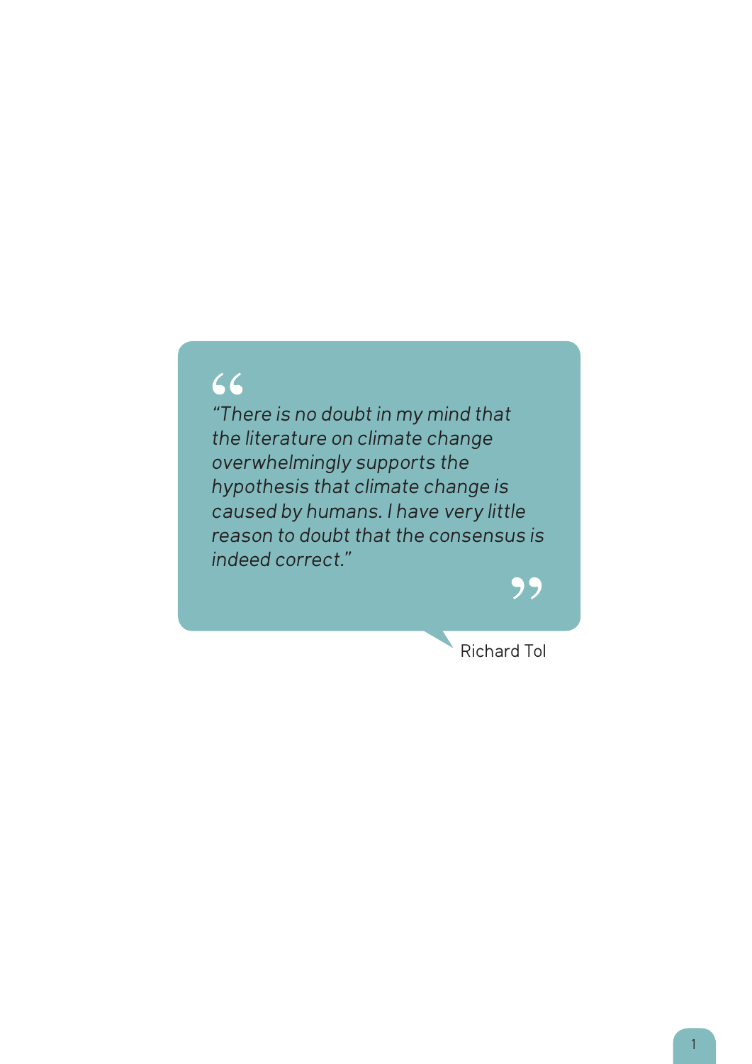> *"There is no doubt in my mind that the literature on climate change overwhelmingly supports the hypothesis that climate change is caused by humans. I have very little reason to doubt that the consensus is indeed correct."*

Richard Tol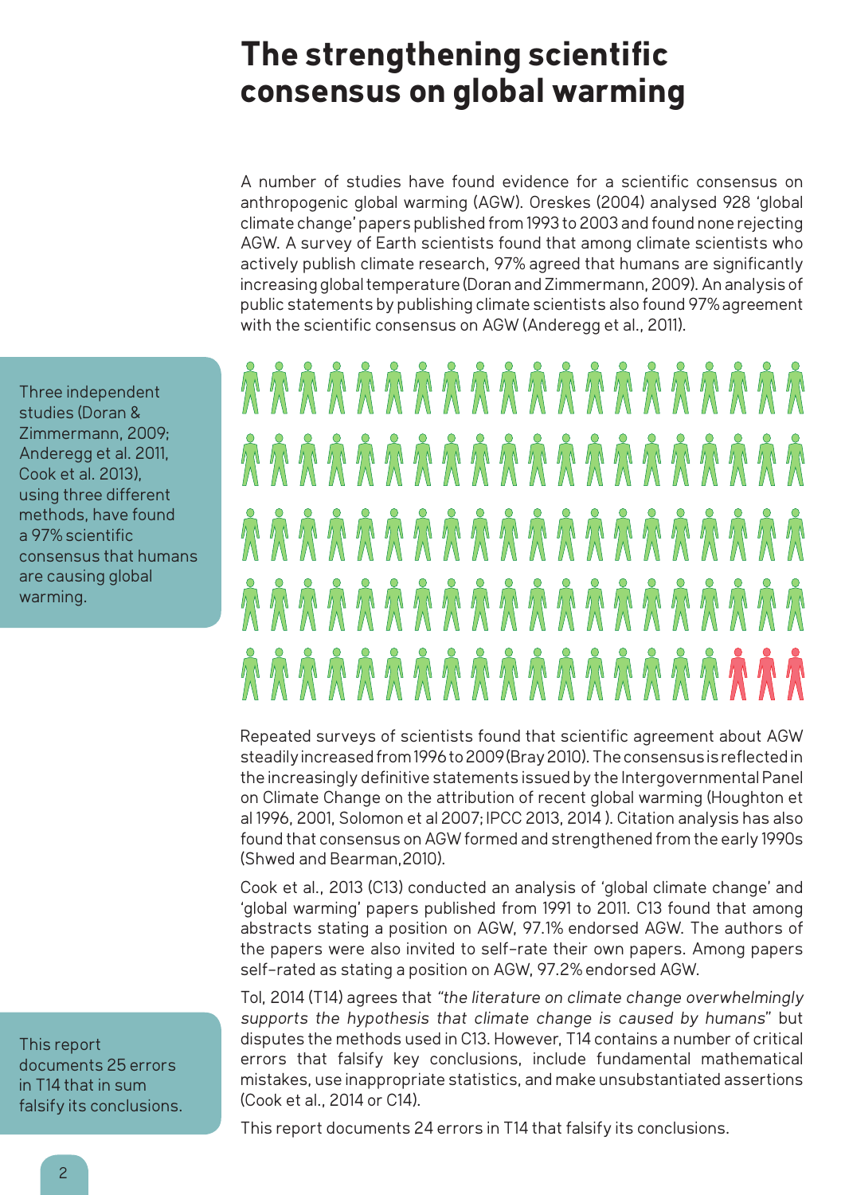# The strengthening scientific consensus on global warming

A number of studies have found evidence for a scientific consensus on anthropogenic global warming (AGW). Oreskes (2004) analysed 928 'global climate change' papers published from 1993 to 2003 and found none rejecting AGW. A survey of Earth scientists found that among climate scientists who actively publish climate research, 97% agreed that humans are significantly increasing global temperature (Doran and Zimmermann, 2009). An analysis of public statements by publishing climate scientists also found 97% agreement with the scientific consensus on AGW (Anderegg et al., 2011).

Three independent studies (Doran & Zimmermann, 2009; Anderegg et al. 2011, Cook et al. 2013), using three different methods, have found a 97% scientific consensus that humans are causing global warming.

Repeated surveys of scientists found that scientific agreement about AGW steadily increased from 1996 to 2009 (Bray 2010). The consensus is reflected in the increasingly definitive statements issued by the Intergovernmental Panel on Climate Change on the attribution of recent global warming (Houghton et al 1996, 2001, Solomon et al 2007; IPCC 2013, 2014 ). Citation analysis has also found that consensus on AGW formed and strengthened from the early 1990s (Shwed and Bearman, 2010).

Cook et al., 2013 (C13) conducted an analysis of 'global climate change' and 'global warming' papers published from 1991 to 2011. C13 found that among abstracts stating a position on AGW, 97.1% endorsed AGW. The authors of the papers were also invited to self-rate their own papers. Among papers self-rated as stating a position on AGW, 97.2% endorsed AGW.

Tol, 2014 (T14) agrees that *"the literature on climate change overwhelmingly supports the hypothesis that climate change is caused by humans"* but disputes the methods used in C13. However, T14 contains a number of critical errors that falsify key conclusions, include fundamental mathematical mistakes, use inappropriate statistics, and make unsubstantiated assertions (Cook et al., 2014 or C14).

This report documents 25 errors in T14 that in sum falsify its conclusions.

This report documents 24 errors in T14 that falsify its conclusions.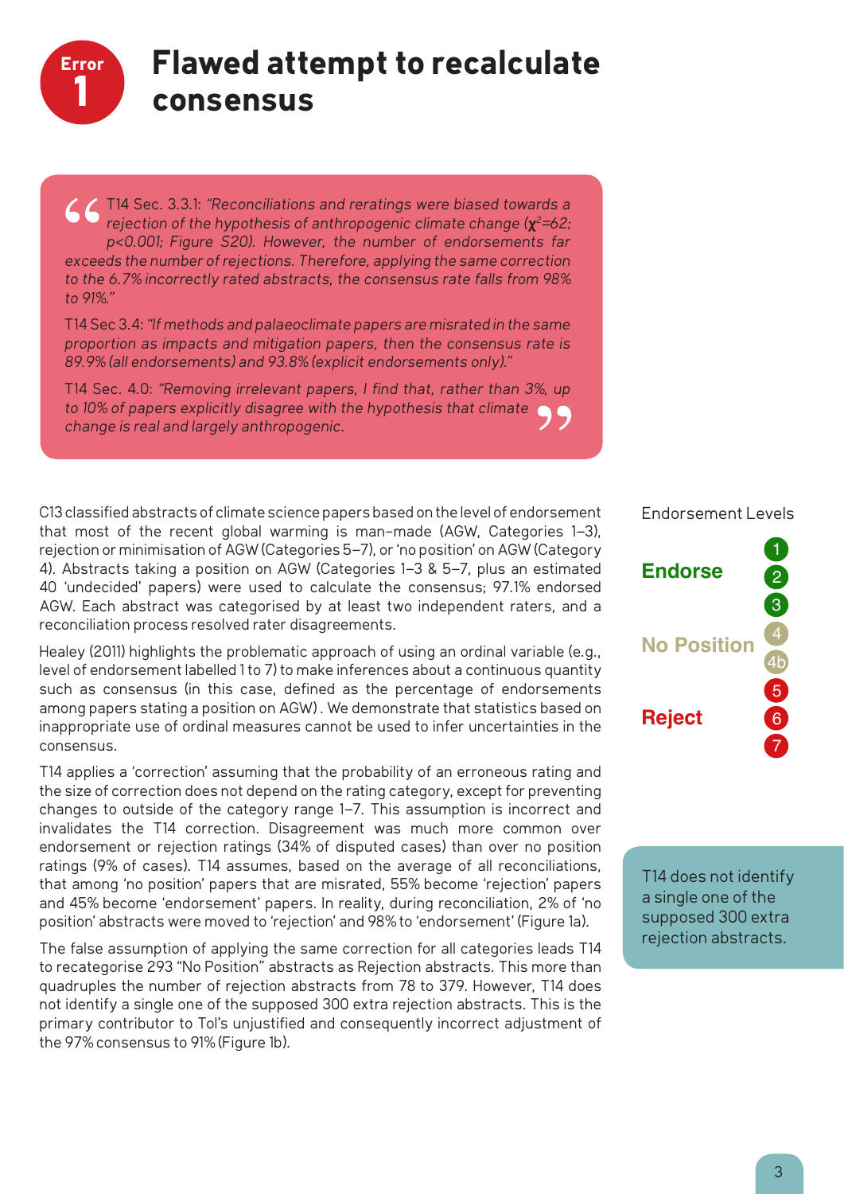# Error 1 Flawed attempt to recalculate consensus

> T14 Sec. 3.3.1: *"Reconciliations and reratings were biased towards a rejection of the hypothesis of anthropogenic climate change ($\chi^2$=62; p<0.001; Figure S20). However, the number of endorsements far exceeds the number of rejections. Therefore, applying the same correction to the 6.7% incorrectly rated abstracts, the consensus rate falls from 98% to 91%."*
>
> T14 Sec 3.4: *"If methods and palaeoclimate papers are misrated in the same proportion as impacts and mitigation papers, then the consensus rate is 89.9% (all endorsements) and 93.8% (explicit endorsements only)."*
>
> T14 Sec. 4.0: *"Removing irrelevant papers, I find that, rather than 3%, up to 10% of papers explicitly disagree with the hypothesis that climate change is real and largely anthropogenic.*

C13 classified abstracts of climate science papers based on the level of endorsement that most of the recent global warming is man-made (AGW, Categories 1–3), rejection or minimisation of AGW (Categories 5–7), or 'no position' on AGW (Category 4). Abstracts taking a position on AGW (Categories 1–3 & 5–7, plus an estimated 40 'undecided' papers) were used to calculate the consensus; 97.1% endorsed AGW. Each abstract was categorised by at least two independent raters, and a reconciliation process resolved rater disagreements.

Healey (2011) highlights the problematic approach of using an ordinal variable (e.g., level of endorsement labelled 1 to 7) to make inferences about a continuous quantity such as consensus (in this case, defined as the percentage of endorsements among papers stating a position on AGW). We demonstrate that statistics based on inappropriate use of ordinal measures cannot be used to infer uncertainties in the consensus.

T14 applies a 'correction' assuming that the probability of an erroneous rating and the size of correction does not depend on the rating category, except for preventing changes to outside of the category range 1–7. This assumption is incorrect and invalidates the T14 correction. Disagreement was much more common over endorsement or rejection ratings (34% of disputed cases) than over no position ratings (9% of cases). T14 assumes, based on the average of all reconciliations, that among 'no position' papers that are misrated, 55% become 'rejection' papers and 45% become 'endorsement' papers. In reality, during reconciliation, 2% of 'no position' abstracts were moved to 'rejection' and 98% to 'endorsement' (Figure 1a).

The false assumption of applying the same correction for all categories leads T14 to recategorise 293 "No Position" abstracts as Rejection abstracts. This more than quadruples the number of rejection abstracts from 78 to 379. However, T14 does not identify a single one of the supposed 300 extra rejection abstracts. This is the primary contributor to Tol's unjustified and consequently incorrect adjustment of the 97% consensus to 91% (Figure 1b).

Endorsement Levels

- **Endorse**: 1, 2, 3
- **No Position**: 4, 4b
- **Reject**: 5, 6, 7

T14 does not identify a single one of the supposed 300 extra rejection abstracts.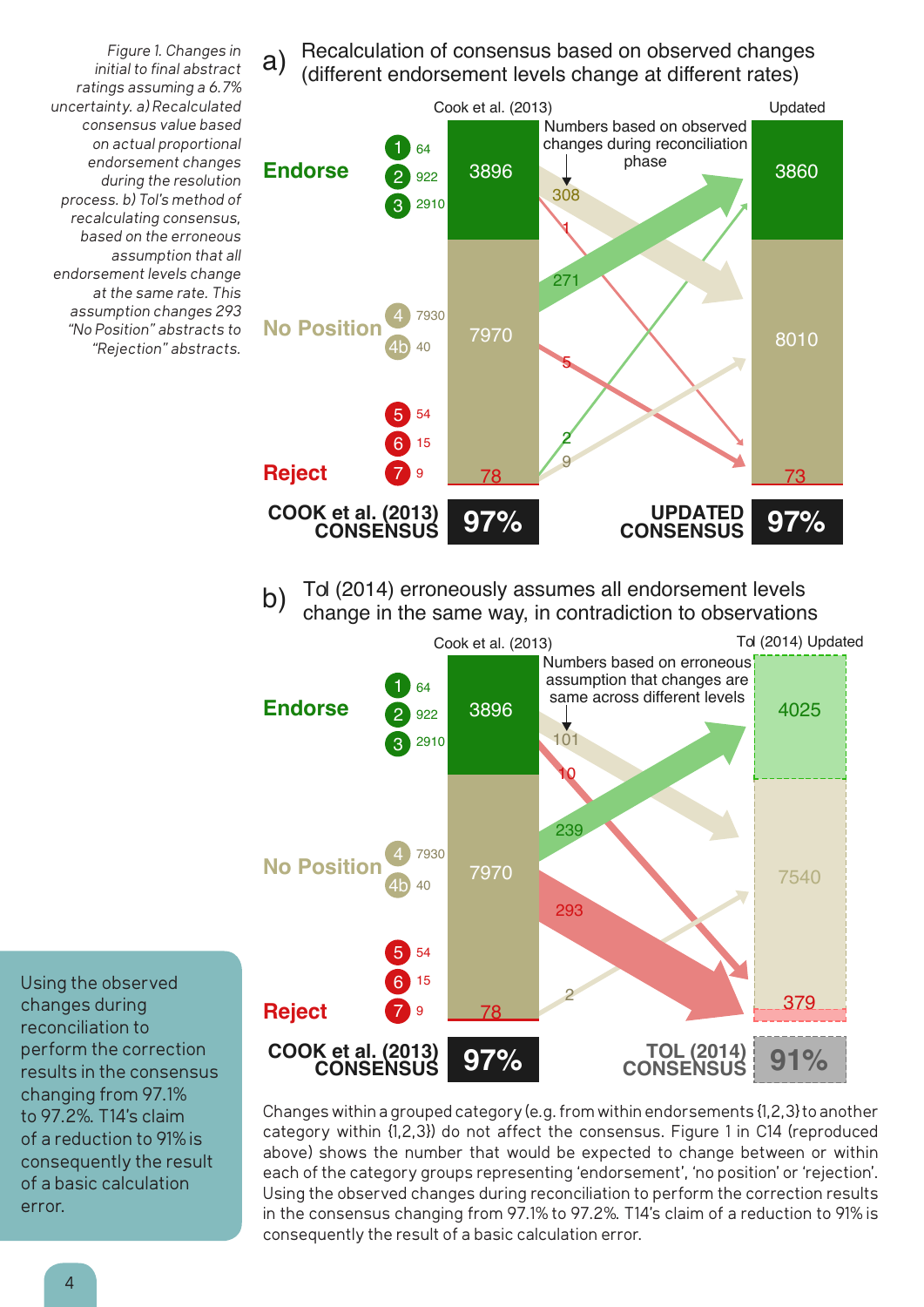*Figure 1. Changes in initial to final abstract ratings assuming a 6.7% uncertainty. a) Recalculated consensus value based on actual proportional endorsement changes during the resolution process. b) Tol's method of recalculating consensus, based on the erroneous assumption that all endorsement levels change at the same rate. This assumption changes 293 "No Position" abstracts to "Rejection" abstracts.*

a) Recalculation of consensus based on observed changes (different endorsement levels change at different rates)

| | Levels | Cook et al. (2013) | Numbers based on observed changes during reconciliation phase | Updated |
|---|---|---|---|---|
| Endorse | 1: 64, 2: 922, 3: 2910 | 3896 | | 3860 |
| No Position | 4: 7930, 4b: 40 | 7970 | | 8010 |
| Reject | 5: 54, 6: 15, 7: 9 | 78 | | 73 |
| | | COOK et al. (2013) CONSENSUS 97% | | UPDATED CONSENSUS 97% |

Flows: 308, 1, 271, 5, 2, 9

b) Tol (2014) erroneously assumes all endorsement levels change in the same way, in contradiction to observations

| | Levels | Cook et al. (2013) | Numbers based on erroneous assumption that changes are same across different levels | Tol (2014) Updated |
|---|---|---|---|---|
| Endorse | 1: 64, 2: 922, 3: 2910 | 3896 | | 4025 |
| No Position | 4: 7930, 4b: 40 | 7970 | | 7540 |
| Reject | 5: 54, 6: 15, 7: 9 | 78 | | 379 |
| | | COOK et al. (2013) CONSENSUS 97% | | TOL (2014) CONSENSUS 91% |

Flows: 101, 10, 239, 293, 2

Using the observed changes during reconciliation to perform the correction results in the consensus changing from 97.1% to 97.2%. T14's claim of a reduction to 91% is consequently the result of a basic calculation error.

Changes within a grouped category (e.g. from within endorsements {1,2,3} to another category within {1,2,3}) do not affect the consensus. Figure 1 in C14 (reproduced above) shows the number that would be expected to change between or within each of the category groups representing 'endorsement', 'no position' or 'rejection'. Using the observed changes during reconciliation to perform the correction results in the consensus changing from 97.1% to 97.2%. T14's claim of a reduction to 91% is consequently the result of a basic calculation error.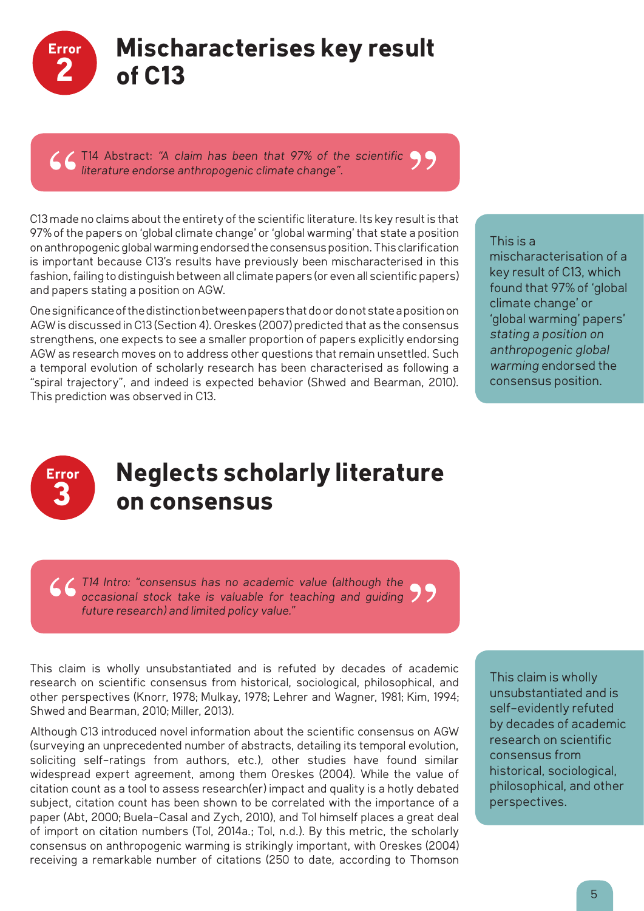## Error 2: Mischaracterises key result of C13

> T14 Abstract: *"A claim has been that 97% of the scientific literature endorse anthropogenic climate change".*

C13 made no claims about the entirety of the scientific literature. Its key result is that 97% of the papers on 'global climate change' or 'global warming' that state a position on anthropogenic global warming endorsed the consensus position. This clarification is important because C13's results have previously been mischaracterised in this fashion, failing to distinguish between all climate papers (or even all scientific papers) and papers stating a position on AGW.

One significance of the distinction between papers that do or do not state a position on AGW is discussed in C13 (Section 4). Oreskes (2007) predicted that as the consensus strengthens, one expects to see a smaller proportion of papers explicitly endorsing AGW as research moves on to address other questions that remain unsettled. Such a temporal evolution of scholarly research has been characterised as following a "spiral trajectory", and indeed is expected behavior (Shwed and Bearman, 2010). This prediction was observed in C13.

This is a mischaracterisation of a key result of C13, which found that 97% of 'global climate change' or 'global warming' papers' *stating a position on anthropogenic global warming* endorsed the consensus position.

## Error 3: Neglects scholarly literature on consensus

> *T14 Intro: "consensus has no academic value (although the occasional stock take is valuable for teaching and guiding future research) and limited policy value."*

This claim is wholly unsubstantiated and is refuted by decades of academic research on scientific consensus from historical, sociological, philosophical, and other perspectives (Knorr, 1978; Mulkay, 1978; Lehrer and Wagner, 1981; Kim, 1994; Shwed and Bearman, 2010; Miller, 2013).

Although C13 introduced novel information about the scientific consensus on AGW (surveying an unprecedented number of abstracts, detailing its temporal evolution, soliciting self-ratings from authors, etc.), other studies have found similar widespread expert agreement, among them Oreskes (2004). While the value of citation count as a tool to assess research(er) impact and quality is a hotly debated subject, citation count has been shown to be correlated with the importance of a paper (Abt, 2000; Buela-Casal and Zych, 2010), and Tol himself places a great deal of import on citation numbers (Tol, 2014a.; Tol, n.d.). By this metric, the scholarly consensus on anthropogenic warming is strikingly important, with Oreskes (2004) receiving a remarkable number of citations (250 to date, according to Thomson

This claim is wholly unsubstantiated and is self-evidently refuted by decades of academic research on scientific consensus from historical, sociological, philosophical, and other perspectives.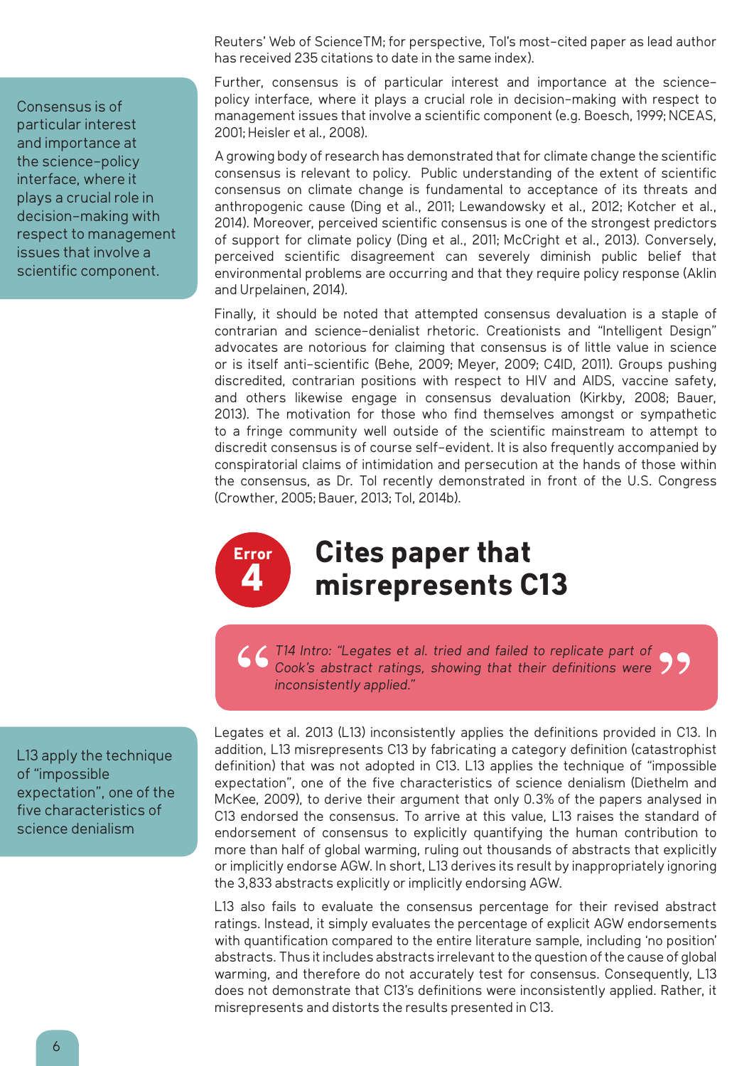Reuters' Web of ScienceTM; for perspective, Tol's most-cited paper as lead author has received 235 citations to date in the same index).

> Consensus is of particular interest and importance at the science-policy interface, where it plays a crucial role in decision-making with respect to management issues that involve a scientific component.

Further, consensus is of particular interest and importance at the science-policy interface, where it plays a crucial role in decision-making with respect to management issues that involve a scientific component (e.g. Boesch, 1999; NCEAS, 2001; Heisler et al., 2008).

A growing body of research has demonstrated that for climate change the scientific consensus is relevant to policy. Public understanding of the extent of scientific consensus on climate change is fundamental to acceptance of its threats and anthropogenic cause (Ding et al., 2011; Lewandowsky et al., 2012; Kotcher et al., 2014). Moreover, perceived scientific consensus is one of the strongest predictors of support for climate policy (Ding et al., 2011; McCright et al., 2013). Conversely, perceived scientific disagreement can severely diminish public belief that environmental problems are occurring and that they require policy response (Aklin and Urpelainen, 2014).

Finally, it should be noted that attempted consensus devaluation is a staple of contrarian and science-denialist rhetoric. Creationists and "Intelligent Design" advocates are notorious for claiming that consensus is of little value in science or is itself anti-scientific (Behe, 2009; Meyer, 2009; C4ID, 2011). Groups pushing discredited, contrarian positions with respect to HIV and AIDS, vaccine safety, and others likewise engage in consensus devaluation (Kirkby, 2008; Bauer, 2013). The motivation for those who find themselves amongst or sympathetic to a fringe community well outside of the scientific mainstream to attempt to discredit consensus is of course self-evident. It is also frequently accompanied by conspiratorial claims of intimidation and persecution at the hands of those within the consensus, as Dr. Tol recently demonstrated in front of the U.S. Congress (Crowther, 2005; Bauer, 2013; Tol, 2014b).

## Error 4: Cites paper that misrepresents C13

> *T14 Intro: "Legates et al. tried and failed to replicate part of Cook's abstract ratings, showing that their definitions were inconsistently applied."*

> L13 apply the technique of "impossible expectation", one of the five characteristics of science denialism

Legates et al. 2013 (L13) inconsistently applies the definitions provided in C13. In addition, L13 misrepresents C13 by fabricating a category definition (catastrophist definition) that was not adopted in C13. L13 applies the technique of "impossible expectation", one of the five characteristics of science denialism (Diethelm and McKee, 2009), to derive their argument that only 0.3% of the papers analysed in C13 endorsed the consensus. To arrive at this value, L13 raises the standard of endorsement of consensus to explicitly quantifying the human contribution to more than half of global warming, ruling out thousands of abstracts that explicitly or implicitly endorse AGW. In short, L13 derives its result by inappropriately ignoring the 3,833 abstracts explicitly or implicitly endorsing AGW.

L13 also fails to evaluate the consensus percentage for their revised abstract ratings. Instead, it simply evaluates the percentage of explicit AGW endorsements with quantification compared to the entire literature sample, including 'no position' abstracts. Thus it includes abstracts irrelevant to the question of the cause of global warming, and therefore do not accurately test for consensus. Consequently, L13 does not demonstrate that C13's definitions were inconsistently applied. Rather, it misrepresents and distorts the results presented in C13.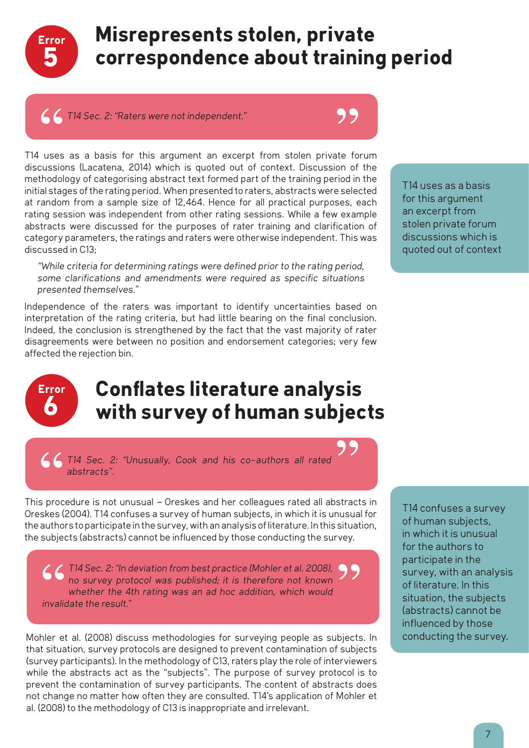## Error 5: Misrepresents stolen, private correspondence about training period

> T14 Sec. 2: "Raters were not independent."

T14 uses as a basis for this argument an excerpt from stolen private forum discussions (Lacatena, 2014) which is quoted out of context. Discussion of the methodology of categorising abstract text formed part of the training period in the initial stages of the rating period. When presented to raters, abstracts were selected at random from a sample size of 12,464. Hence for all practical purposes, each rating session was independent from other rating sessions. While a few example abstracts were discussed for the purposes of rater training and clarification of category parameters, the ratings and raters were otherwise independent. This was discussed in C13;

> *"While criteria for determining ratings were defined prior to the rating period, some clarifications and amendments were required as specific situations presented themselves."*

Independence of the raters was important to identify uncertainties based on interpretation of the rating criteria, but had little bearing on the final conclusion. Indeed, the conclusion is strengthened by the fact that the vast majority of rater disagreements were between no position and endorsement categories; very few affected the rejection bin.

T14 uses as a basis for this argument an excerpt from stolen private forum discussions which is quoted out of context

## Error 6: Conflates literature analysis with survey of human subjects

> T14 Sec. 2: "Unusually, Cook and his co-authors all rated abstracts".

This procedure is not unusual – Oreskes and her colleagues rated all abstracts in Oreskes (2004). T14 confuses a survey of human subjects, in which it is unusual for the authors to participate in the survey, with an analysis of literature. In this situation, the subjects (abstracts) cannot be influenced by those conducting the survey.

> T14 Sec. 2: "In deviation from best practice (Mohler et al. 2008), no survey protocol was published; it is therefore not known whether the 4th rating was an ad hoc addition, which would invalidate the result."

Mohler et al. (2008) discuss methodologies for surveying people as subjects. In that situation, survey protocols are designed to prevent contamination of subjects (survey participants). In the methodology of C13, raters play the role of interviewers while the abstracts act as the "subjects". The purpose of survey protocol is to prevent the contamination of survey participants. The content of abstracts does not change no matter how often they are consulted. T14's application of Mohler et al. (2008) to the methodology of C13 is inappropriate and irrelevant.

T14 confuses a survey of human subjects, in which it is unusual for the authors to participate in the survey, with an analysis of literature. In this situation, the subjects (abstracts) cannot be influenced by those conducting the survey.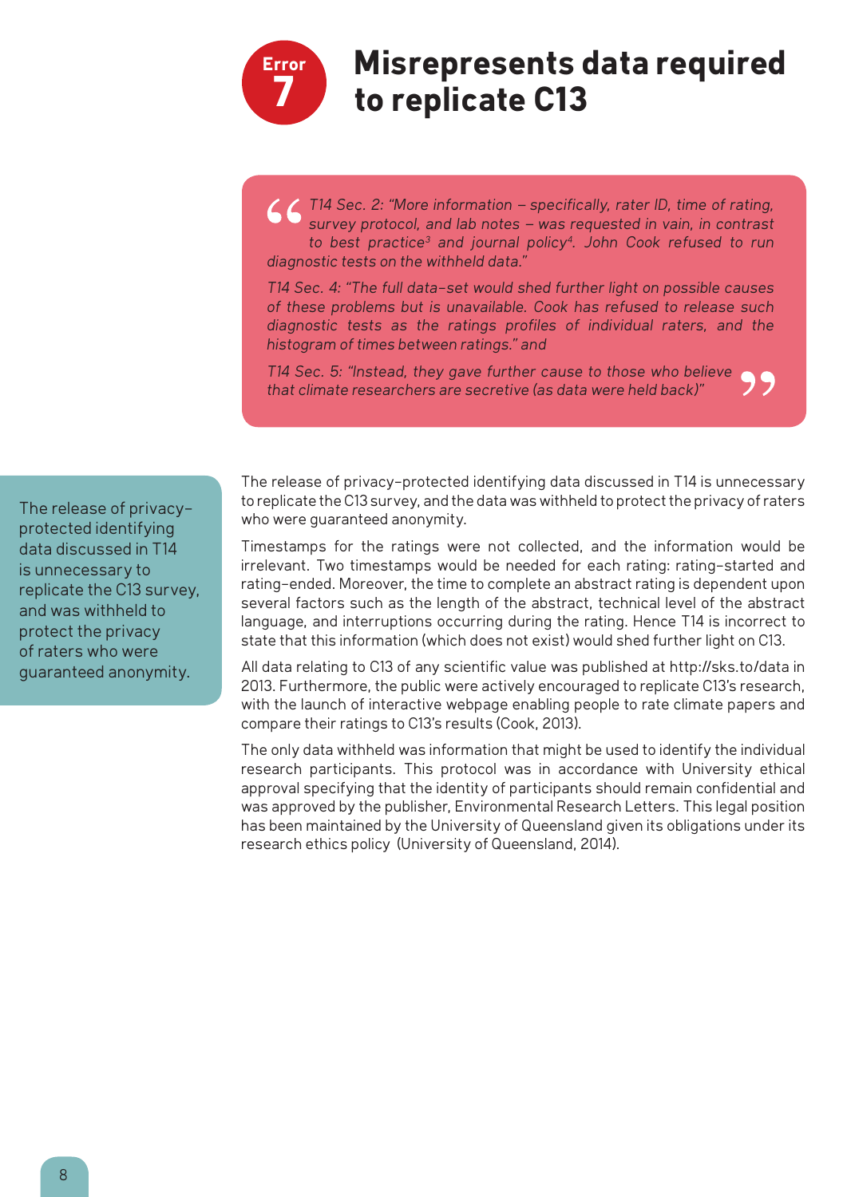# Error 7: Misrepresents data required to replicate C13

> *T14 Sec. 2: "More information – specifically, rater ID, time of rating, survey protocol, and lab notes – was requested in vain, in contrast to best practice[3] and journal policy[4]. John Cook refused to run diagnostic tests on the withheld data."*
>
> *T14 Sec. 4: "The full data-set would shed further light on possible causes of these problems but is unavailable. Cook has refused to release such diagnostic tests as the ratings profiles of individual raters, and the histogram of times between ratings." and*
>
> *T14 Sec. 5: "Instead, they gave further cause to those who believe that climate researchers are secretive (as data were held back)"*

The release of privacy-protected identifying data discussed in T14 is unnecessary to replicate the C13 survey, and was withheld to protect the privacy of raters who were guaranteed anonymity.

The release of privacy-protected identifying data discussed in T14 is unnecessary to replicate the C13 survey, and the data was withheld to protect the privacy of raters who were guaranteed anonymity.

Timestamps for the ratings were not collected, and the information would be irrelevant. Two timestamps would be needed for each rating: rating-started and rating-ended. Moreover, the time to complete an abstract rating is dependent upon several factors such as the length of the abstract, technical level of the abstract language, and interruptions occurring during the rating. Hence T14 is incorrect to state that this information (which does not exist) would shed further light on C13.

All data relating to C13 of any scientific value was published at http://sks.to/data in 2013. Furthermore, the public were actively encouraged to replicate C13's research, with the launch of interactive webpage enabling people to rate climate papers and compare their ratings to C13's results (Cook, 2013).

The only data withheld was information that might be used to identify the individual research participants. This protocol was in accordance with University ethical approval specifying that the identity of participants should remain confidential and was approved by the publisher, Environmental Research Letters. This legal position has been maintained by the University of Queensland given its obligations under its research ethics policy (University of Queensland, 2014).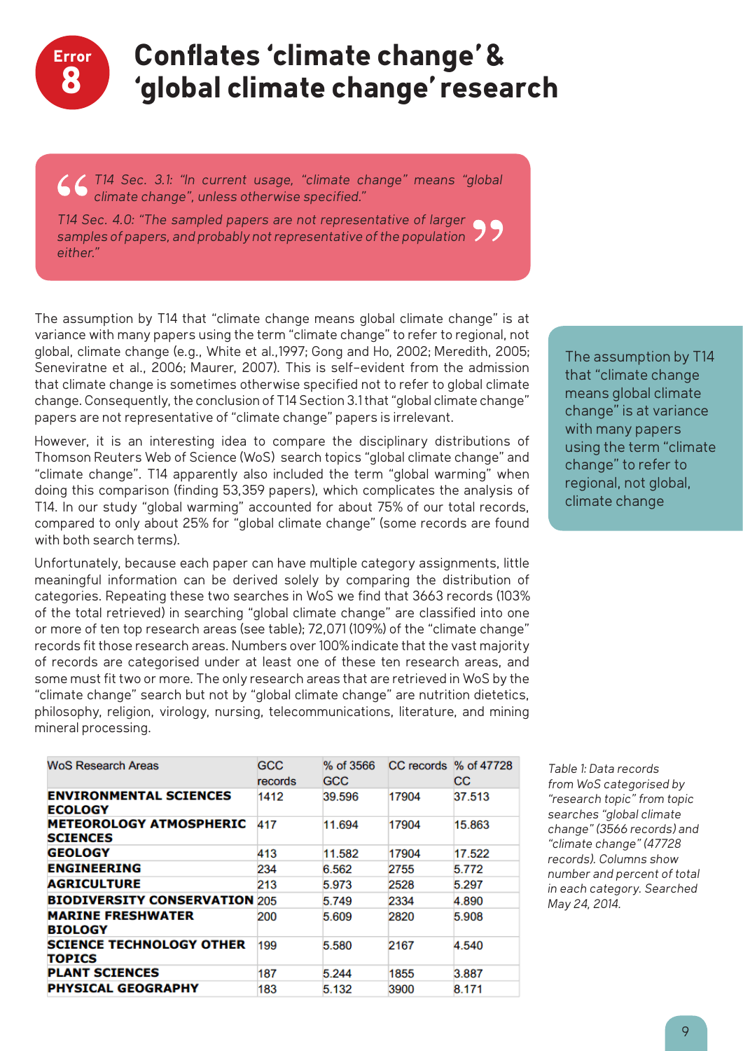# Error 8: Conflates 'climate change' & 'global climate change' research

> T14 Sec. 3.1: "In current usage, "climate change" means "global climate change", unless otherwise specified."
>
> T14 Sec. 4.0: "The sampled papers are not representative of larger samples of papers, and probably not representative of the population either."

The assumption by T14 that "climate change means global climate change" is at variance with many papers using the term "climate change" to refer to regional, not global, climate change (e.g., White et al.,1997; Gong and Ho, 2002; Meredith, 2005; Seneviratne et al., 2006; Maurer, 2007). This is self-evident from the admission that climate change is sometimes otherwise specified not to refer to global climate change. Consequently, the conclusion of T14 Section 3.1 that "global climate change" papers are not representative of "climate change" papers is irrelevant.

The assumption by T14 that "climate change means global climate change" is at variance with many papers using the term "climate change" to refer to regional, not global, climate change

However, it is an interesting idea to compare the disciplinary distributions of Thomson Reuters Web of Science (WoS) search topics "global climate change" and "climate change". T14 apparently also included the term "global warming" when doing this comparison (finding 53,359 papers), which complicates the analysis of T14. In our study "global warming" accounted for about 75% of our total records, compared to only about 25% for "global climate change" (some records are found with both search terms).

Unfortunately, because each paper can have multiple category assignments, little meaningful information can be derived solely by comparing the distribution of categories. Repeating these two searches in WoS we find that 3663 records (103% of the total retrieved) in searching "global climate change" are classified into one or more of ten top research areas (see table); 72,071 (109%) of the "climate change" records fit those research areas. Numbers over 100% indicate that the vast majority of records are categorised under at least one of these ten research areas, and some must fit two or more. The only research areas that are retrieved in WoS by the "climate change" search but not by "global climate change" are nutrition dietetics, philosophy, religion, virology, nursing, telecommunications, literature, and mining mineral processing.

| WoS Research Areas | GCC records | % of 3566 GCC | CC records | % of 47728 CC |
|---|---|---|---|---|
| **ENVIRONMENTAL SCIENCES ECOLOGY** | 1412 | 39.596 | 17904 | 37.513 |
| **METEOROLOGY ATMOSPHERIC SCIENCES** | 417 | 11.694 | 17904 | 15.863 |
| **GEOLOGY** | 413 | 11.582 | 17904 | 17.522 |
| **ENGINEERING** | 234 | 6.562 | 2755 | 5.772 |
| **AGRICULTURE** | 213 | 5.973 | 2528 | 5.297 |
| **BIODIVERSITY CONSERVATION** | 205 | 5.749 | 2334 | 4.890 |
| **MARINE FRESHWATER BIOLOGY** | 200 | 5.609 | 2820 | 5.908 |
| **SCIENCE TECHNOLOGY OTHER TOPICS** | 199 | 5.580 | 2167 | 4.540 |
| **PLANT SCIENCES** | 187 | 5.244 | 1855 | 3.887 |
| **PHYSICAL GEOGRAPHY** | 183 | 5.132 | 3900 | 8.171 |

*Table 1: Data records from WoS categorised by "research topic" from topic searches "global climate change" (3566 records) and "climate change" (47728 records). Columns show number and percent of total in each category. Searched May 24, 2014.*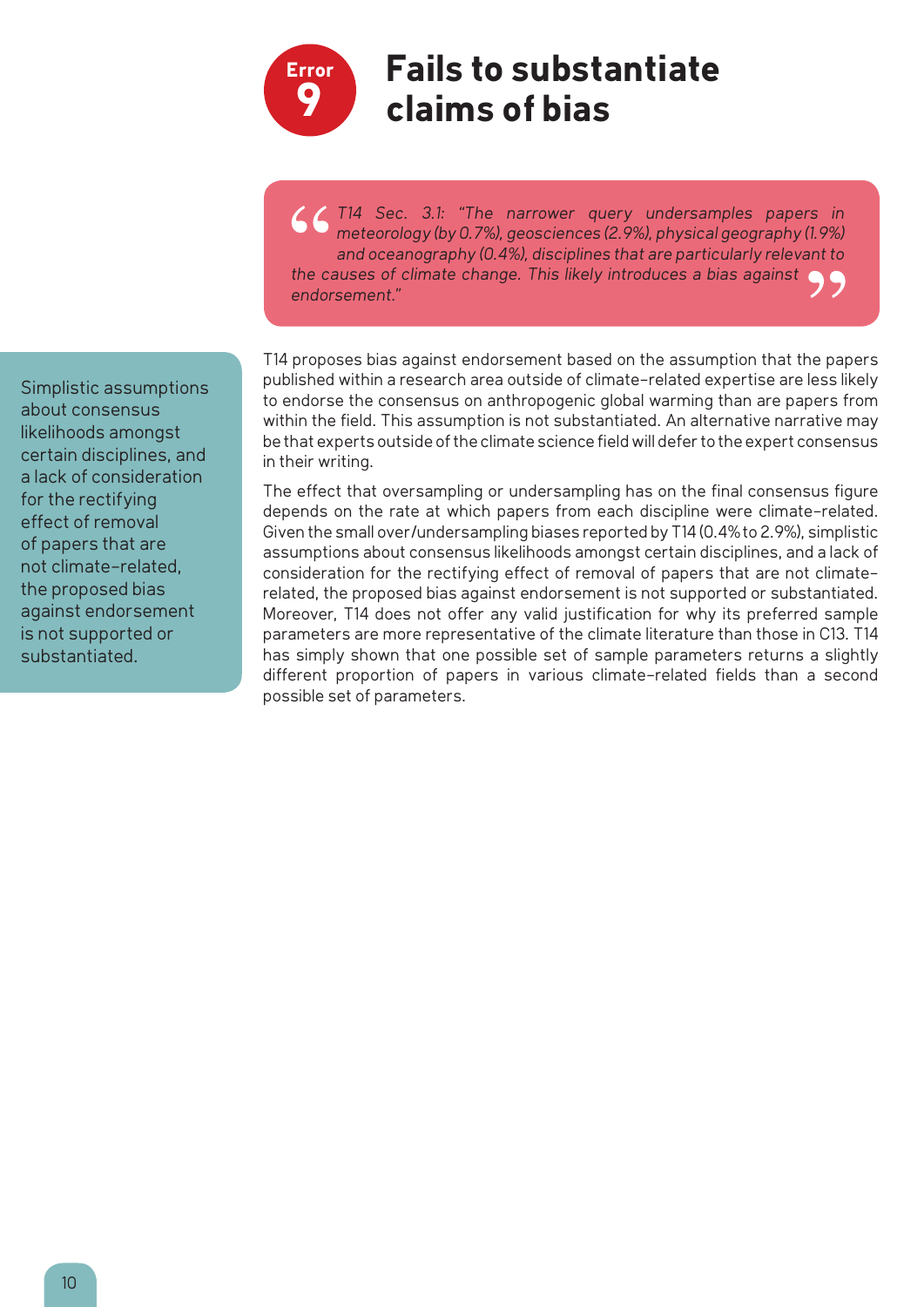# Error 9: Fails to substantiate claims of bias

> *T14 Sec. 3.1: "The narrower query undersamples papers in meteorology (by 0.7%), geosciences (2.9%), physical geography (1.9%) and oceanography (0.4%), disciplines that are particularly relevant to the causes of climate change. This likely introduces a bias against endorsement."*

Simplistic assumptions about consensus likelihoods amongst certain disciplines, and a lack of consideration for the rectifying effect of removal of papers that are not climate-related, the proposed bias against endorsement is not supported or substantiated.

T14 proposes bias against endorsement based on the assumption that the papers published within a research area outside of climate-related expertise are less likely to endorse the consensus on anthropogenic global warming than are papers from within the field. This assumption is not substantiated. An alternative narrative may be that experts outside of the climate science field will defer to the expert consensus in their writing.

The effect that oversampling or undersampling has on the final consensus figure depends on the rate at which papers from each discipline were climate-related. Given the small over/undersampling biases reported by T14 (0.4% to 2.9%), simplistic assumptions about consensus likelihoods amongst certain disciplines, and a lack of consideration for the rectifying effect of removal of papers that are not climate-related, the proposed bias against endorsement is not supported or substantiated. Moreover, T14 does not offer any valid justification for why its preferred sample parameters are more representative of the climate literature than those in C13. T14 has simply shown that one possible set of sample parameters returns a slightly different proportion of papers in various climate-related fields than a second possible set of parameters.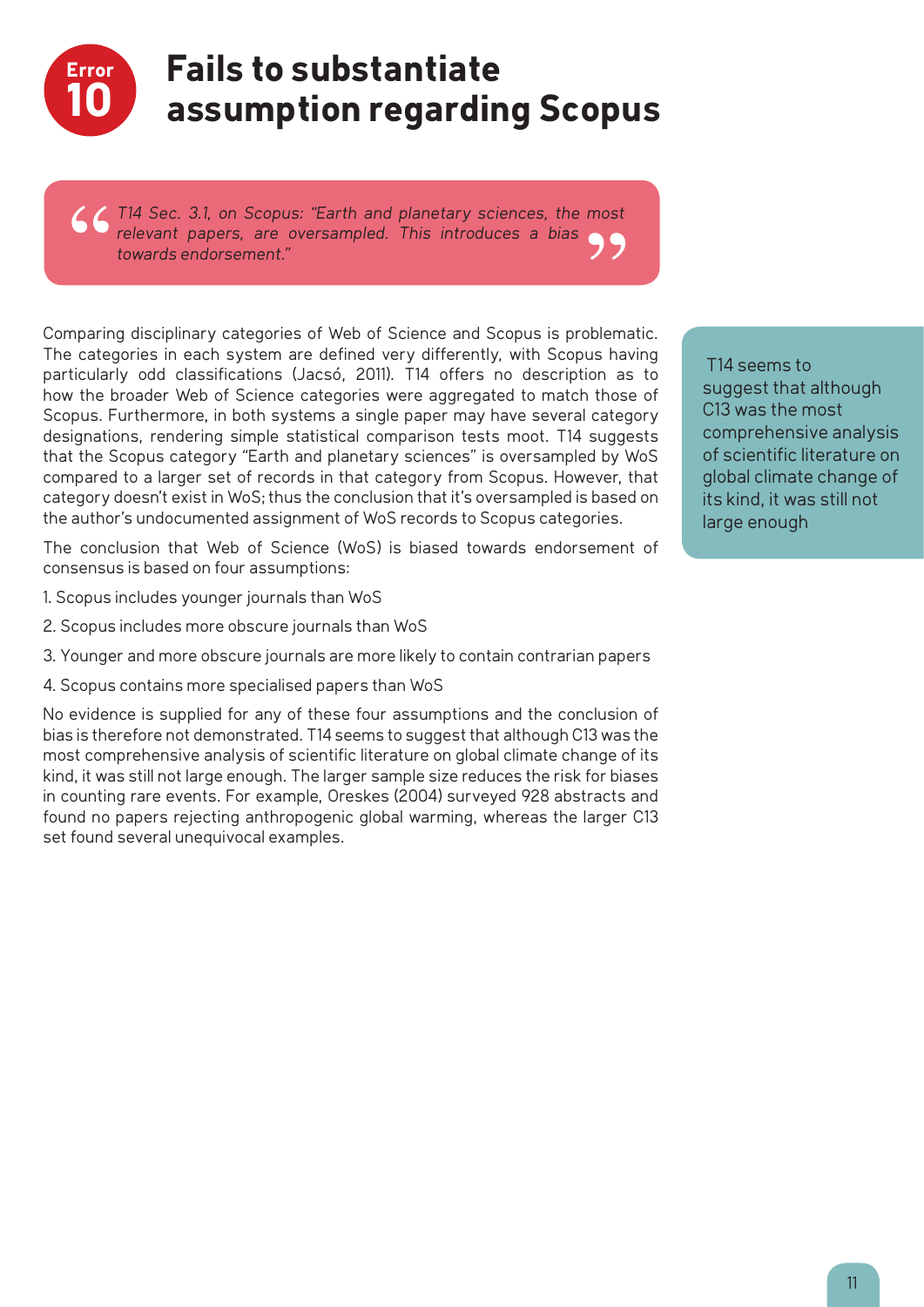# Error 10 Fails to substantiate assumption regarding Scopus

> *T14 Sec. 3.1, on Scopus: "Earth and planetary sciences, the most relevant papers, are oversampled. This introduces a bias towards endorsement."*

Comparing disciplinary categories of Web of Science and Scopus is problematic. The categories in each system are defined very differently, with Scopus having particularly odd classifications (Jacsó, 2011). T14 offers no description as to how the broader Web of Science categories were aggregated to match those of Scopus. Furthermore, in both systems a single paper may have several category designations, rendering simple statistical comparison tests moot. T14 suggests that the Scopus category "Earth and planetary sciences" is oversampled by WoS compared to a larger set of records in that category from Scopus. However, that category doesn't exist in WoS; thus the conclusion that it's oversampled is based on the author's undocumented assignment of WoS records to Scopus categories.

The conclusion that Web of Science (WoS) is biased towards endorsement of consensus is based on four assumptions:

1. Scopus includes younger journals than WoS
2. Scopus includes more obscure journals than WoS
3. Younger and more obscure journals are more likely to contain contrarian papers
4. Scopus contains more specialised papers than WoS

No evidence is supplied for any of these four assumptions and the conclusion of bias is therefore not demonstrated. T14 seems to suggest that although C13 was the most comprehensive analysis of scientific literature on global climate change of its kind, it was still not large enough. The larger sample size reduces the risk for biases in counting rare events. For example, Oreskes (2004) surveyed 928 abstracts and found no papers rejecting anthropogenic global warming, whereas the larger C13 set found several unequivocal examples.

> T14 seems to suggest that although C13 was the most comprehensive analysis of scientific literature on global climate change of its kind, it was still not large enough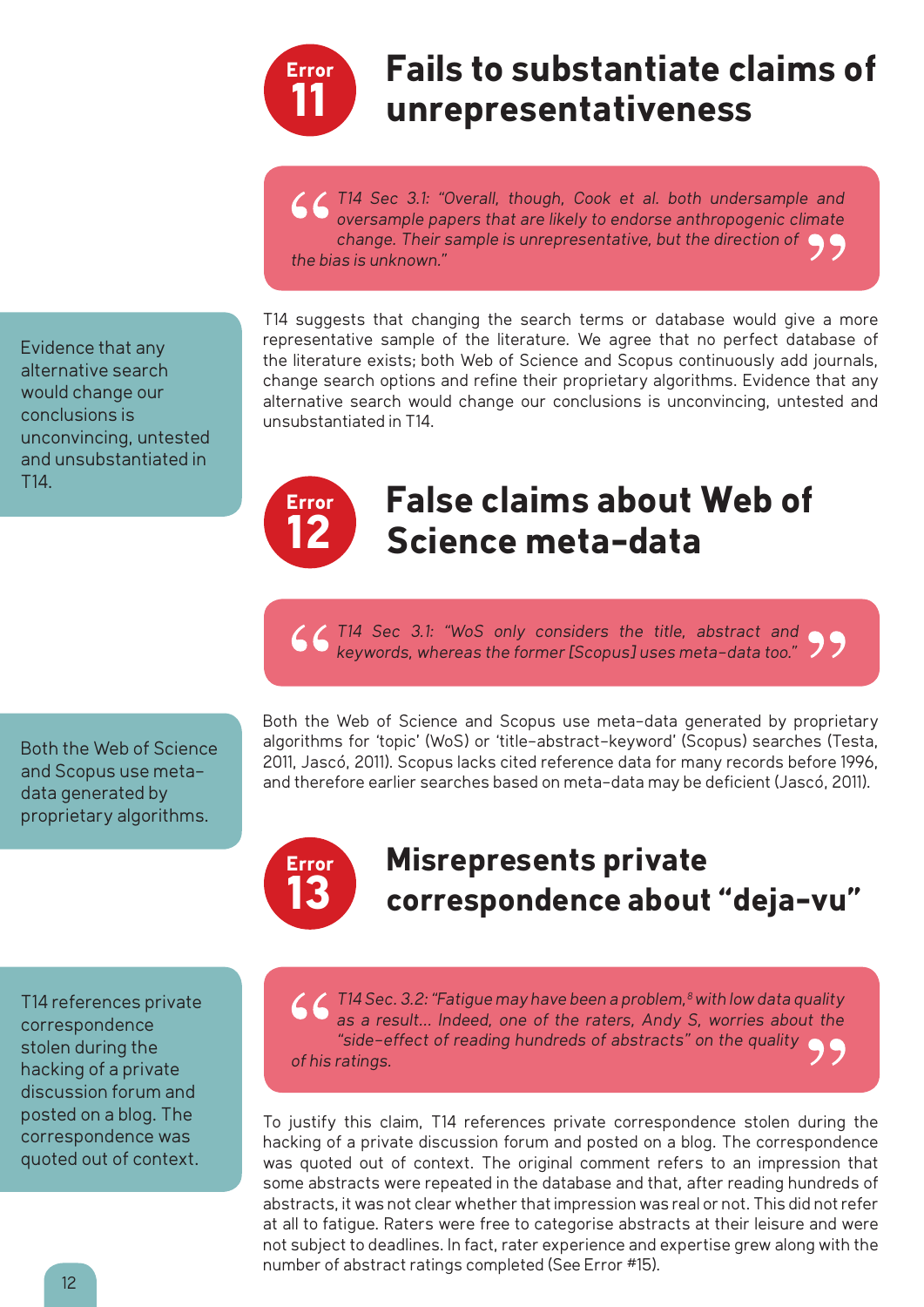## Error 11 Fails to substantiate claims of unrepresentativeness

> *T14 Sec 3.1: "Overall, though, Cook et al. both undersample and oversample papers that are likely to endorse anthropogenic climate change. Their sample is unrepresentative, but the direction of the bias is unknown."*

Evidence that any alternative search would change our conclusions is unconvincing, untested and unsubstantiated in T14.

T14 suggests that changing the search terms or database would give a more representative sample of the literature. We agree that no perfect database of the literature exists; both Web of Science and Scopus continuously add journals, change search options and refine their proprietary algorithms. Evidence that any alternative search would change our conclusions is unconvincing, untested and unsubstantiated in T14.

## Error 12 False claims about Web of Science meta-data

> *T14 Sec 3.1: "WoS only considers the title, abstract and keywords, whereas the former [Scopus] uses meta-data too."*

Both the Web of Science and Scopus use meta-data generated by proprietary algorithms.

Both the Web of Science and Scopus use meta-data generated by proprietary algorithms for 'topic' (WoS) or 'title-abstract-keyword' (Scopus) searches (Testa, 2011, Jascó, 2011). Scopus lacks cited reference data for many records before 1996, and therefore earlier searches based on meta-data may be deficient (Jascó, 2011).

## Error 13 Misrepresents private correspondence about "deja-vu"

> *T14 Sec. 3.2: "Fatigue may have been a problem,[8] with low data quality as a result... Indeed, one of the raters, Andy S, worries about the "side-effect of reading hundreds of abstracts" on the quality of his ratings.*

T14 references private correspondence stolen during the hacking of a private discussion forum and posted on a blog. The correspondence was quoted out of context.

To justify this claim, T14 references private correspondence stolen during the hacking of a private discussion forum and posted on a blog. The correspondence was quoted out of context. The original comment refers to an impression that some abstracts were repeated in the database and that, after reading hundreds of abstracts, it was not clear whether that impression was real or not. This did not refer at all to fatigue. Raters were free to categorise abstracts at their leisure and were not subject to deadlines. In fact, rater experience and expertise grew along with the number of abstract ratings completed (See Error #15).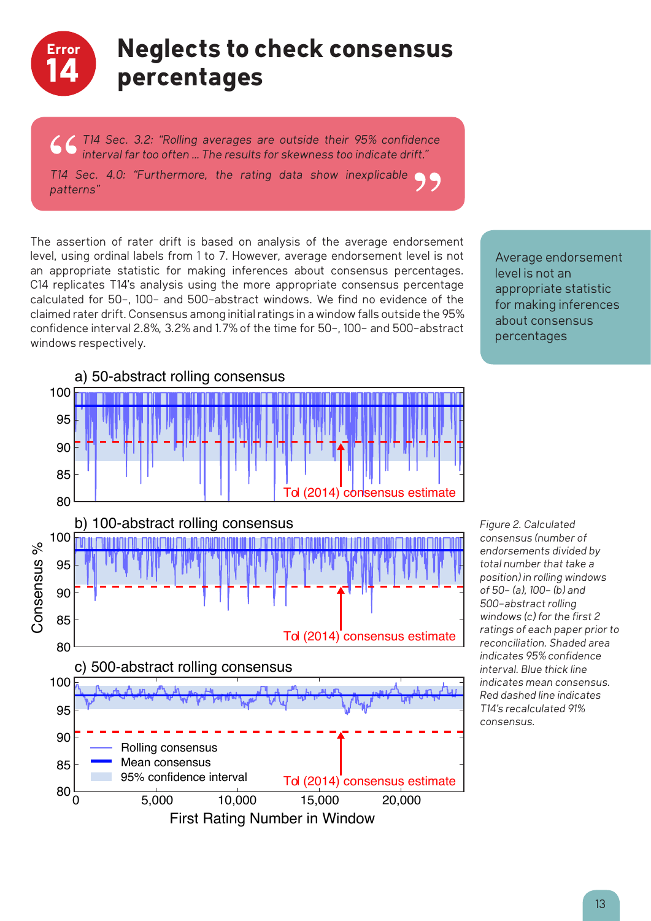# Error 14: Neglects to check consensus percentages

> T14 Sec. 3.2: "Rolling averages are outside their 95% confidence interval far too often ... The results for skewness too indicate drift."
>
> T14 Sec. 4.0: "Furthermore, the rating data show inexplicable patterns"

The assertion of rater drift is based on analysis of the average endorsement level, using ordinal labels from 1 to 7. However, average endorsement level is not an appropriate statistic for making inferences about consensus percentages. C14 replicates T14's analysis using the more appropriate consensus percentage calculated for 50-, 100- and 500-abstract windows. We find no evidence of the claimed rater drift. Consensus among initial ratings in a window falls outside the 95% confidence interval 2.8%, 3.2% and 1.7% of the time for 50-, 100- and 500-abstract windows respectively.

Average endorsement level is not an appropriate statistic for making inferences about consensus percentages

*Figure 2. Calculated consensus (number of endorsements divided by total number that take a position) in rolling windows of 50- (a), 100- (b) and 500-abstract rolling windows (c) for the first 2 ratings of each paper prior to reconciliation. Shaded area indicates 95% confidence interval. Blue thick line indicates mean consensus. Red dashed line indicates T14's recalculated 91% consensus.*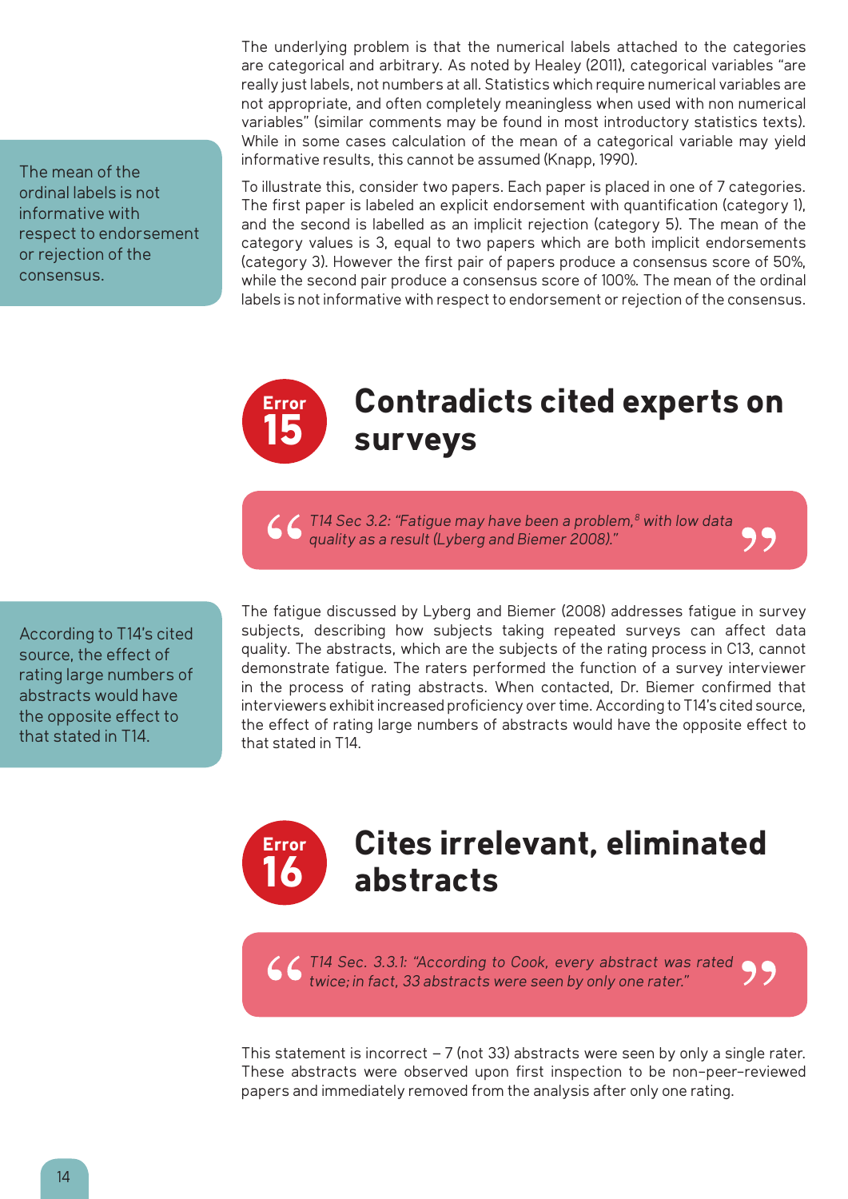The underlying problem is that the numerical labels attached to the categories are categorical and arbitrary. As noted by Healey (2011), categorical variables "are really just labels, not numbers at all. Statistics which require numerical variables are not appropriate, and often completely meaningless when used with non numerical variables" (similar comments may be found in most introductory statistics texts). While in some cases calculation of the mean of a categorical variable may yield informative results, this cannot be assumed (Knapp, 1990).

> The mean of the ordinal labels is not informative with respect to endorsement or rejection of the consensus.

To illustrate this, consider two papers. Each paper is placed in one of 7 categories. The first paper is labeled an explicit endorsement with quantification (category 1), and the second is labelled as an implicit rejection (category 5). The mean of the category values is 3, equal to two papers which are both implicit endorsements (category 3). However the first pair of papers produce a consensus score of 50%, while the second pair produce a consensus score of 100%. The mean of the ordinal labels is not informative with respect to endorsement or rejection of the consensus.

## Error 15 — Contradicts cited experts on surveys

> *T14 Sec 3.2: "Fatigue may have been a problem,[8] with low data quality as a result (Lyberg and Biemer 2008)."*

> According to T14's cited source, the effect of rating large numbers of abstracts would have the opposite effect to that stated in T14.

The fatigue discussed by Lyberg and Biemer (2008) addresses fatigue in survey subjects, describing how subjects taking repeated surveys can affect data quality. The abstracts, which are the subjects of the rating process in C13, cannot demonstrate fatigue. The raters performed the function of a survey interviewer in the process of rating abstracts. When contacted, Dr. Biemer confirmed that interviewers exhibit increased proficiency over time. According to T14's cited source, the effect of rating large numbers of abstracts would have the opposite effect to that stated in T14.

## Error 16 — Cites irrelevant, eliminated abstracts

> *T14 Sec. 3.3.1: "According to Cook, every abstract was rated twice; in fact, 33 abstracts were seen by only one rater."*

This statement is incorrect – 7 (not 33) abstracts were seen by only a single rater. These abstracts were observed upon first inspection to be non-peer-reviewed papers and immediately removed from the analysis after only one rating.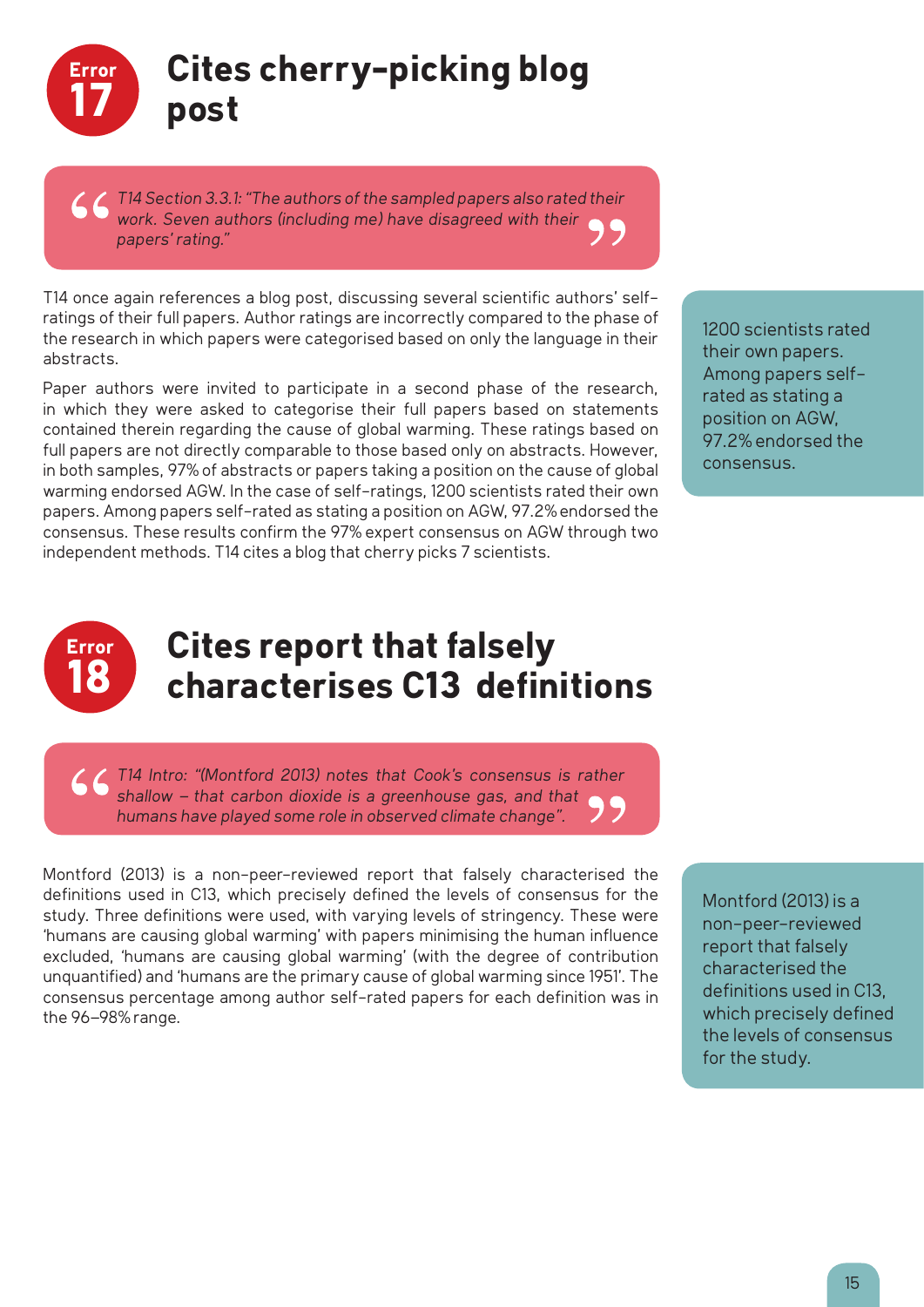## Error 17: Cites cherry-picking blog post

> *T14 Section 3.3.1: "The authors of the sampled papers also rated their work. Seven authors (including me) have disagreed with their papers' rating."*

T14 once again references a blog post, discussing several scientific authors' self-ratings of their full papers. Author ratings are incorrectly compared to the phase of the research in which papers were categorised based on only the language in their abstracts.

Paper authors were invited to participate in a second phase of the research, in which they were asked to categorise their full papers based on statements contained therein regarding the cause of global warming. These ratings based on full papers are not directly comparable to those based only on abstracts. However, in both samples, 97% of abstracts or papers taking a position on the cause of global warming endorsed AGW. In the case of self-ratings, 1200 scientists rated their own papers. Among papers self-rated as stating a position on AGW, 97.2% endorsed the consensus. These results confirm the 97% expert consensus on AGW through two independent methods. T14 cites a blog that cherry picks 7 scientists.

1200 scientists rated their own papers. Among papers self-rated as stating a position on AGW, 97.2% endorsed the consensus.

## Error 18: Cites report that falsely characterises C13 definitions

> *T14 Intro: "(Montford 2013) notes that Cook's consensus is rather shallow – that carbon dioxide is a greenhouse gas, and that humans have played some role in observed climate change".*

Montford (2013) is a non-peer-reviewed report that falsely characterised the definitions used in C13, which precisely defined the levels of consensus for the study. Three definitions were used, with varying levels of stringency. These were 'humans are causing global warming' with papers minimising the human influence excluded, 'humans are causing global warming' (with the degree of contribution unquantified) and 'humans are the primary cause of global warming since 1951'. The consensus percentage among author self-rated papers for each definition was in the 96–98% range.

Montford (2013) is a non-peer-reviewed report that falsely characterised the definitions used in C13, which precisely defined the levels of consensus for the study.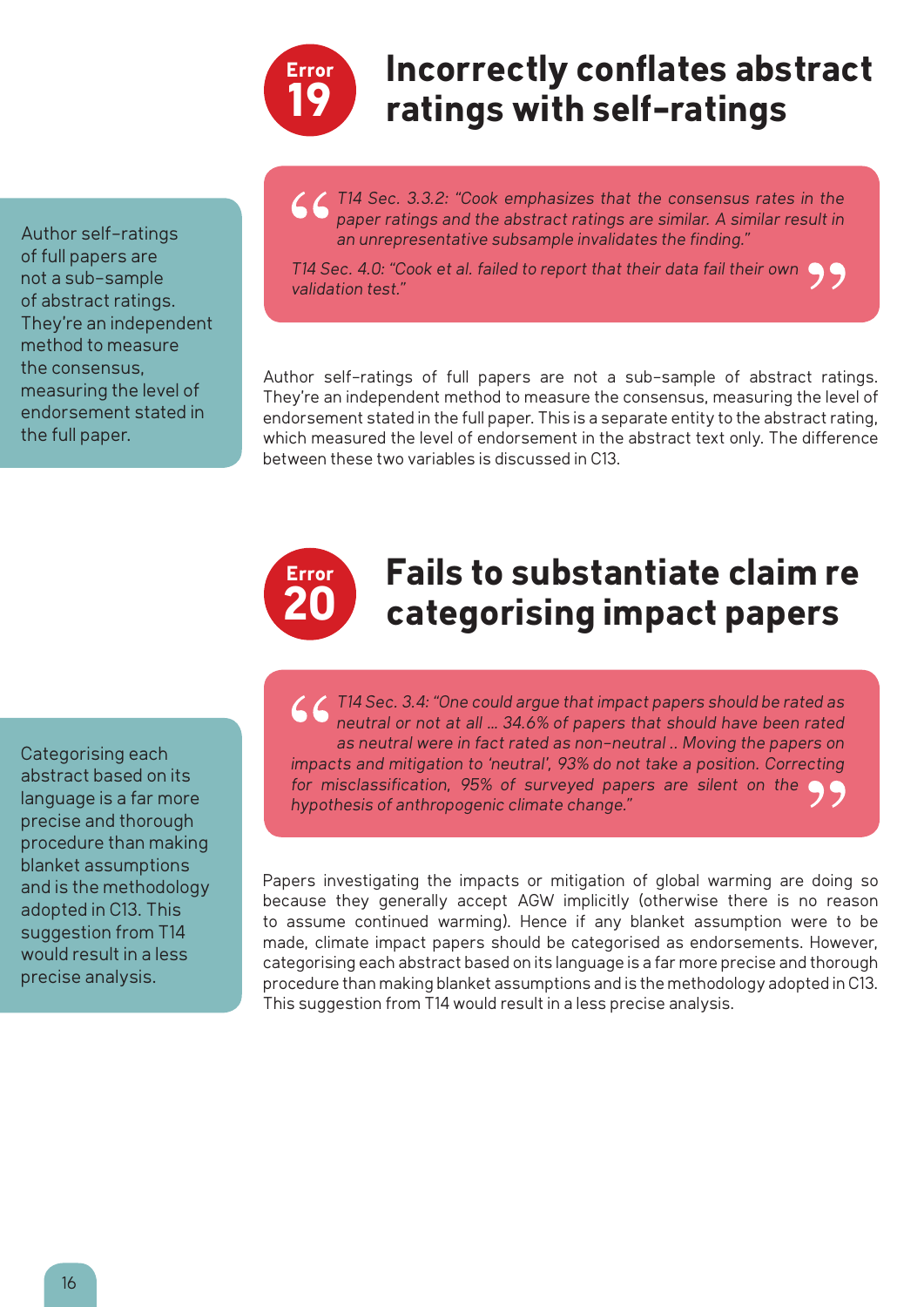## Error 19: Incorrectly conflates abstract ratings with self-ratings

> *T14 Sec. 3.3.2: "Cook emphasizes that the consensus rates in the paper ratings and the abstract ratings are similar. A similar result in an unrepresentative subsample invalidates the finding."*
>
> *T14 Sec. 4.0: "Cook et al. failed to report that their data fail their own validation test."*

Author self-ratings of full papers are not a sub-sample of abstract ratings. They're an independent method to measure the consensus, measuring the level of endorsement stated in the full paper.

Author self-ratings of full papers are not a sub-sample of abstract ratings. They're an independent method to measure the consensus, measuring the level of endorsement stated in the full paper. This is a separate entity to the abstract rating, which measured the level of endorsement in the abstract text only. The difference between these two variables is discussed in C13.

## Error 20: Fails to substantiate claim re categorising impact papers

> *T14 Sec. 3.4: "One could argue that impact papers should be rated as neutral or not at all … 34.6% of papers that should have been rated as neutral were in fact rated as non-neutral .. Moving the papers on impacts and mitigation to 'neutral', 93% do not take a position. Correcting for misclassification, 95% of surveyed papers are silent on the hypothesis of anthropogenic climate change."*

Categorising each abstract based on its language is a far more precise and thorough procedure than making blanket assumptions and is the methodology adopted in C13. This suggestion from T14 would result in a less precise analysis.

Papers investigating the impacts or mitigation of global warming are doing so because they generally accept AGW implicitly (otherwise there is no reason to assume continued warming). Hence if any blanket assumption were to be made, climate impact papers should be categorised as endorsements. However, categorising each abstract based on its language is a far more precise and thorough procedure than making blanket assumptions and is the methodology adopted in C13. This suggestion from T14 would result in a less precise analysis.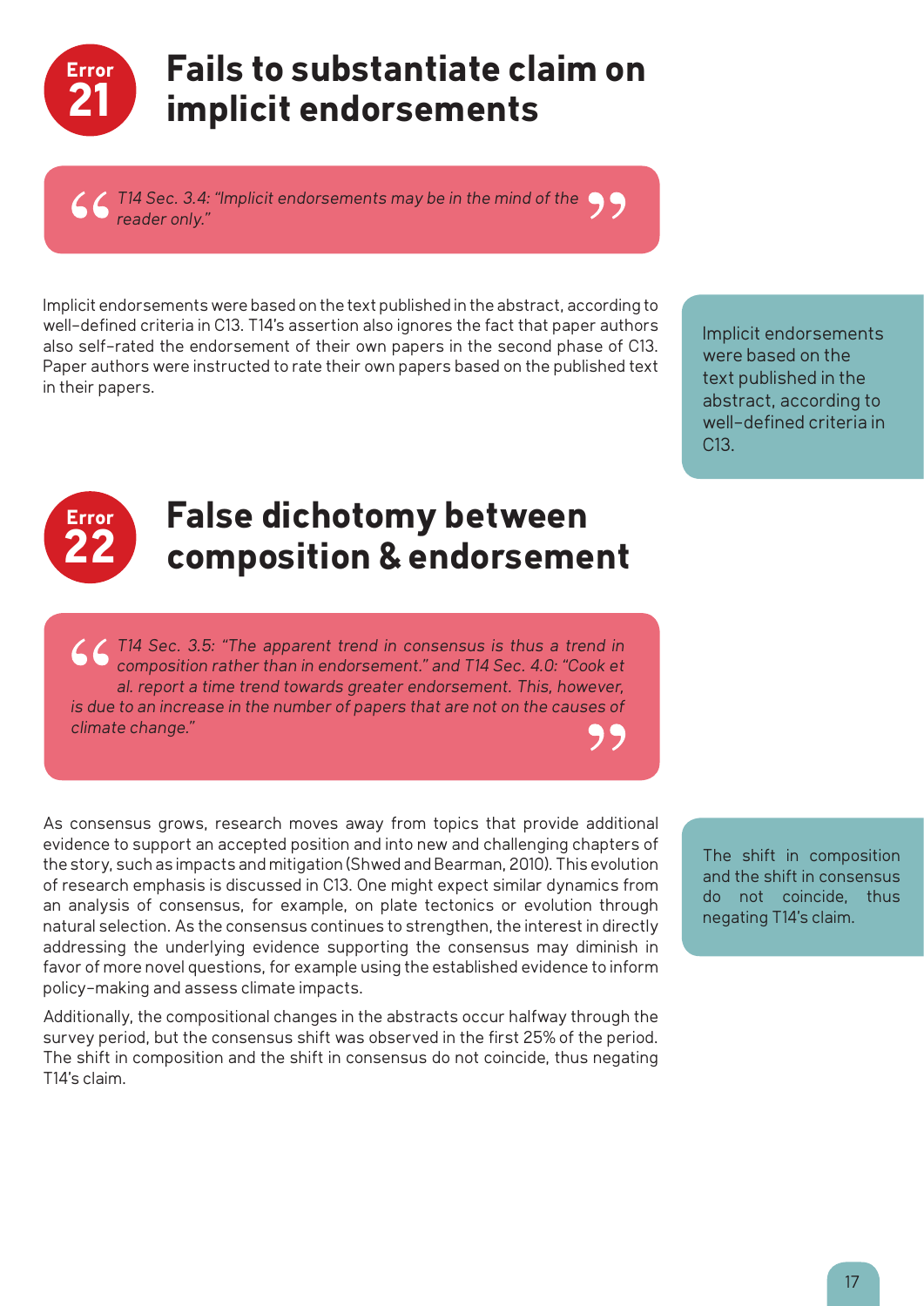# Error 21: Fails to substantiate claim on implicit endorsements

> *T14 Sec. 3.4: "Implicit endorsements may be in the mind of the reader only."*

Implicit endorsements were based on the text published in the abstract, according to well-defined criteria in C13. T14's assertion also ignores the fact that paper authors also self-rated the endorsement of their own papers in the second phase of C13. Paper authors were instructed to rate their own papers based on the published text in their papers.

Implicit endorsements were based on the text published in the abstract, according to well-defined criteria in C13.

# Error 22: False dichotomy between composition & endorsement

> *T14 Sec. 3.5: "The apparent trend in consensus is thus a trend in composition rather than in endorsement." and T14 Sec. 4.0: "Cook et al. report a time trend towards greater endorsement. This, however, is due to an increase in the number of papers that are not on the causes of climate change."*

As consensus grows, research moves away from topics that provide additional evidence to support an accepted position and into new and challenging chapters of the story, such as impacts and mitigation (Shwed and Bearman, 2010). This evolution of research emphasis is discussed in C13. One might expect similar dynamics from an analysis of consensus, for example, on plate tectonics or evolution through natural selection. As the consensus continues to strengthen, the interest in directly addressing the underlying evidence supporting the consensus may diminish in favor of more novel questions, for example using the established evidence to inform policy-making and assess climate impacts.

Additionally, the compositional changes in the abstracts occur halfway through the survey period, but the consensus shift was observed in the first 25% of the period. The shift in composition and the shift in consensus do not coincide, thus negating T14's claim.

The shift in composition and the shift in consensus do not coincide, thus negating T14's claim.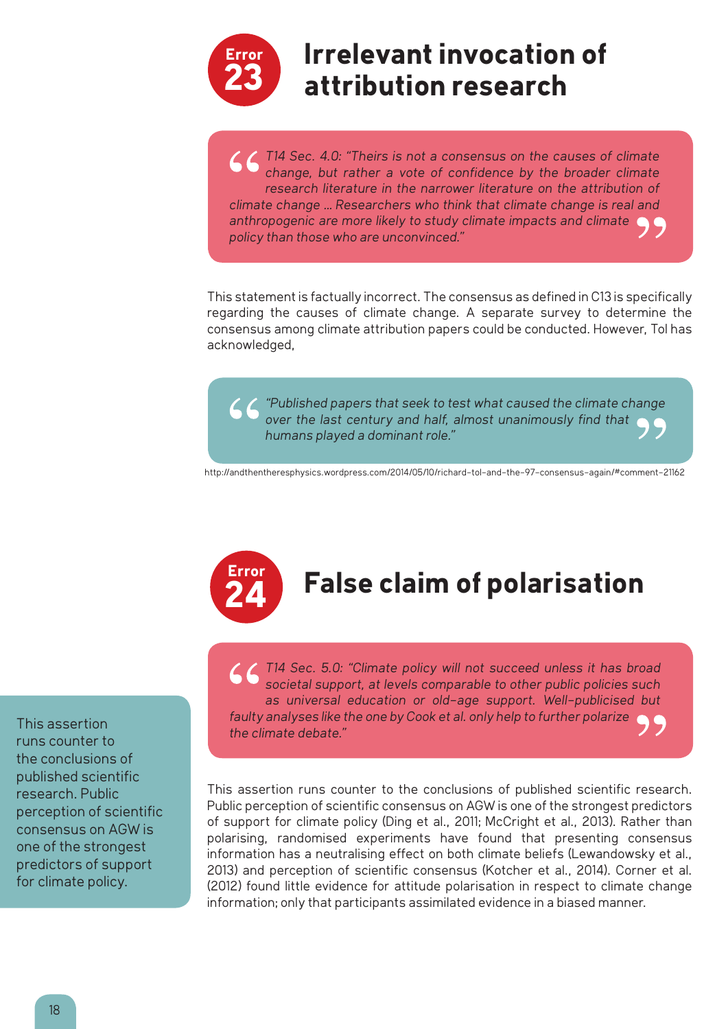## Error 23: Irrelevant invocation of attribution research

> *T14 Sec. 4.0: "Theirs is not a consensus on the causes of climate change, but rather a vote of confidence by the broader climate research literature in the narrower literature on the attribution of climate change ... Researchers who think that climate change is real and anthropogenic are more likely to study climate impacts and climate policy than those who are unconvinced."*

This statement is factually incorrect. The consensus as defined in C13 is specifically regarding the causes of climate change. A separate survey to determine the consensus among climate attribution papers could be conducted. However, Tol has acknowledged,

> *"Published papers that seek to test what caused the climate change over the last century and half, almost unanimously find that humans played a dominant role."*

http://andthentheresphysics.wordpress.com/2014/05/10/richard-tol-and-the-97-consensus-again/#comment-21162

## Error 24: False claim of polarisation

> *T14 Sec. 5.0: "Climate policy will not succeed unless it has broad societal support, at levels comparable to other public policies such as universal education or old-age support. Well-publicised but faulty analyses like the one by Cook et al. only help to further polarize the climate debate."*

This assertion runs counter to the conclusions of published scientific research. Public perception of scientific consensus on AGW is one of the strongest predictors of support for climate policy.

This assertion runs counter to the conclusions of published scientific research. Public perception of scientific consensus on AGW is one of the strongest predictors of support for climate policy (Ding et al., 2011; McCright et al., 2013). Rather than polarising, randomised experiments have found that presenting consensus information has a neutralising effect on both climate beliefs (Lewandowsky et al., 2013) and perception of scientific consensus (Kotcher et al., 2014). Corner et al. (2012) found little evidence for attitude polarisation in respect to climate change information; only that participants assimilated evidence in a biased manner.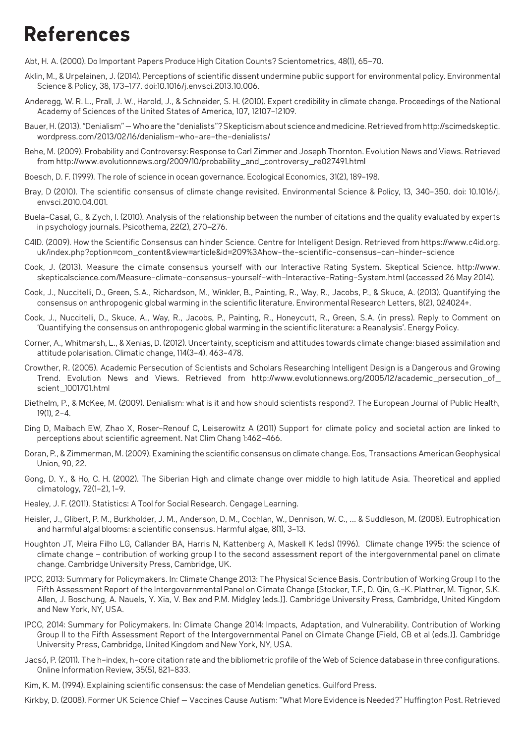# References

Abt, H. A. (2000). Do Important Papers Produce High Citation Counts? Scientometrics, 48(1), 65–70.

Aklin, M., & Urpelainen, J. (2014). Perceptions of scientific dissent undermine public support for environmental policy. Environmental Science & Policy, 38, 173–177. doi:10.1016/j.envsci.2013.10.006.

Anderegg, W. R. L., Prall, J. W., Harold, J., & Schneider, S. H. (2010). Expert credibility in climate change. Proceedings of the National Academy of Sciences of the United States of America, 107, 12107-12109.

Bauer, H. (2013). "Denialism" — Who are the "denialists"? Skepticism about science and medicine. Retrieved from http://scimedskeptic.wordpress.com/2013/02/16/denialism-who-are-the-denialists/

Behe, M. (2009). Probability and Controversy: Response to Carl Zimmer and Joseph Thornton. Evolution News and Views. Retrieved from http://www.evolutionnews.org/2009/10/probability_and_controversy_re027491.html

Boesch, D. F. (1999). The role of science in ocean governance. Ecological Economics, 31(2), 189-198.

Bray, D (2010). The scientific consensus of climate change revisited. Environmental Science & Policy, 13, 340-350. doi: 10.1016/j.envsci.2010.04.001.

Buela-Casal, G., & Zych, I. (2010). Analysis of the relationship between the number of citations and the quality evaluated by experts in psychology journals. Psicothema, 22(2), 270–276.

C4ID. (2009). How the Scientific Consensus can hinder Science. Centre for Intelligent Design. Retrieved from https://www.c4id.org.uk/index.php?option=com_content&view=article&id=209%3Ahow-the-scientific-consensus-can-hinder-science

Cook, J. (2013). Measure the climate consensus yourself with our Interactive Rating System. Skeptical Science. http://www.skepticalscience.com/Measure-climate-consensus-yourself-with-Interactive-Rating-System.html (accessed 26 May 2014).

Cook, J., Nuccitelli, D., Green, S.A., Richardson, M., Winkler, B., Painting, R., Way, R., Jacobs, P., & Skuce, A. (2013). Quantifying the consensus on anthropogenic global warming in the scientific literature. Environmental Research Letters, 8(2), 024024+.

Cook, J., Nuccitelli, D., Skuce, A., Way, R., Jacobs, P., Painting, R., Honeycutt, R., Green, S.A. (in press). Reply to Comment on 'Quantifying the consensus on anthropogenic global warming in the scientific literature: a Reanalysis'. Energy Policy.

Corner, A., Whitmarsh, L., & Xenias, D. (2012). Uncertainty, scepticism and attitudes towards climate change: biased assimilation and attitude polarisation. Climatic change, 114(3-4), 463-478.

Crowther, R. (2005). Academic Persecution of Scientists and Scholars Researching Intelligent Design is a Dangerous and Growing Trend. Evolution News and Views. Retrieved from http://www.evolutionnews.org/2005/12/academic_persecution_of_scient_1001701.html

Diethelm, P., & McKee, M. (2009). Denialism: what is it and how should scientists respond?. The European Journal of Public Health, 19(1), 2-4.

Ding D, Maibach EW, Zhao X, Roser-Renouf C, Leiserowitz A (2011) Support for climate policy and societal action are linked to perceptions about scientific agreement. Nat Clim Chang 1:462–466.

Doran, P., & Zimmerman, M. (2009). Examining the scientific consensus on climate change. Eos, Transactions American Geophysical Union, 90, 22.

Gong, D. Y., & Ho, C. H. (2002). The Siberian High and climate change over middle to high latitude Asia. Theoretical and applied climatology, 72(1-2), 1-9.

Healey, J. F. (2011). Statistics: A Tool for Social Research. Cengage Learning.

Heisler, J., Glibert, P. M., Burkholder, J. M., Anderson, D. M., Cochlan, W., Dennison, W. C., ... & Suddleson, M. (2008). Eutrophication and harmful algal blooms: a scientific consensus. Harmful algae, 8(1), 3-13.

Houghton JT, Meira Filho LG, Callander BA, Harris N, Kattenberg A, Maskell K (eds) (1996). Climate change 1995: the science of climate change – contribution of working group I to the second assessment report of the intergovernmental panel on climate change. Cambridge University Press, Cambridge, UK.

IPCC, 2013: Summary for Policymakers. In: Climate Change 2013: The Physical Science Basis. Contribution of Working Group I to the Fifth Assessment Report of the Intergovernmental Panel on Climate Change [Stocker, T.F., D. Qin, G.-K. Plattner, M. Tignor, S.K. Allen, J. Boschung, A. Nauels, Y. Xia, V. Bex and P.M. Midgley (eds.)]. Cambridge University Press, Cambridge, United Kingdom and New York, NY, USA.

IPCC, 2014: Summary for Policymakers. In: Climate Change 2014: Impacts, Adaptation, and Vulnerability. Contribution of Working Group II to the Fifth Assessment Report of the Intergovernmental Panel on Climate Change [Field, CB et al (eds.)]. Cambridge University Press, Cambridge, United Kingdom and New York, NY, USA.

Jacsó, P. (2011). The h-index, h-core citation rate and the bibliometric profile of the Web of Science database in three configurations. Online Information Review, 35(5), 821-833.

Kim, K. M. (1994). Explaining scientific consensus: the case of Mendelian genetics. Guilford Press.

Kirkby, D. (2008). Former UK Science Chief — Vaccines Cause Autism: "What More Evidence is Needed?" Huffington Post. Retrieved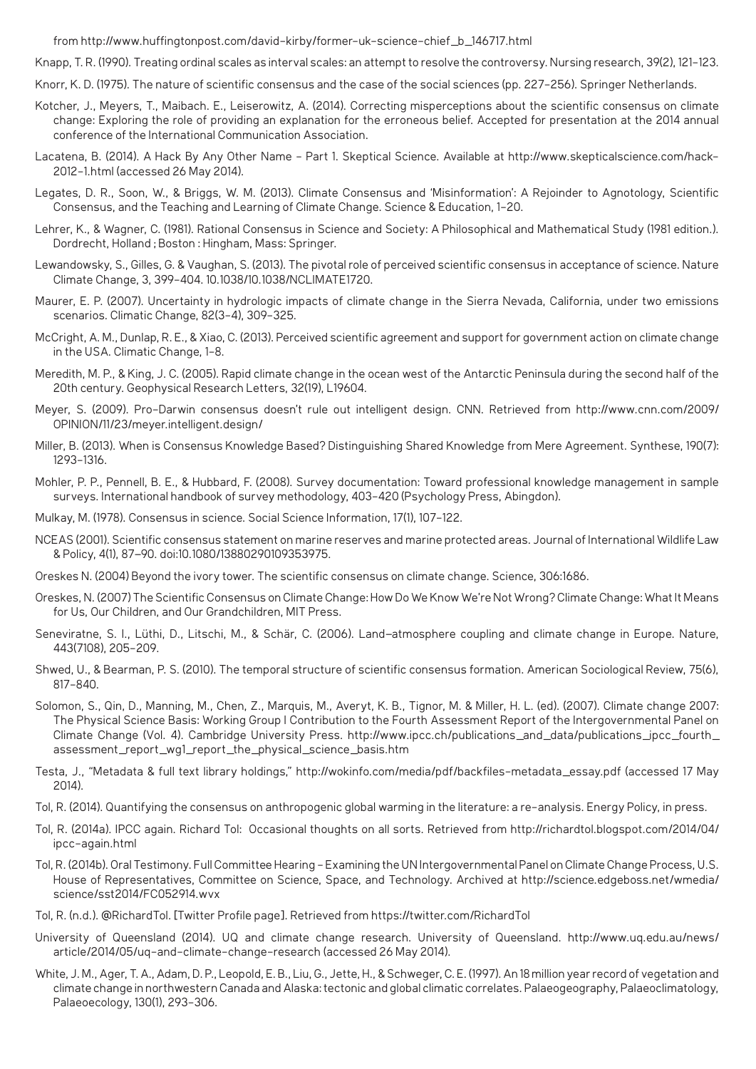from http://www.huffingtonpost.com/david-kirby/former-uk-science-chief_b_146717.html

Knapp, T. R. (1990). Treating ordinal scales as interval scales: an attempt to resolve the controversy. Nursing research, 39(2), 121-123.

Knorr, K. D. (1975). The nature of scientific consensus and the case of the social sciences (pp. 227-256). Springer Netherlands.

Kotcher, J., Meyers, T., Maibach. E., Leiserowitz, A. (2014). Correcting misperceptions about the scientific consensus on climate change: Exploring the role of providing an explanation for the erroneous belief. Accepted for presentation at the 2014 annual conference of the International Communication Association.

Lacatena, B. (2014). A Hack By Any Other Name - Part 1. Skeptical Science. Available at http://www.skepticalscience.com/hack-2012-1.html (accessed 26 May 2014).

Legates, D. R., Soon, W., & Briggs, W. M. (2013). Climate Consensus and 'Misinformation': A Rejoinder to Agnotology, Scientific Consensus, and the Teaching and Learning of Climate Change. Science & Education, 1–20.

Lehrer, K., & Wagner, C. (1981). Rational Consensus in Science and Society: A Philosophical and Mathematical Study (1981 edition.). Dordrecht, Holland ; Boston : Hingham, Mass: Springer.

Lewandowsky, S., Gilles, G. & Vaughan, S. (2013). The pivotal role of perceived scientific consensus in acceptance of science. Nature Climate Change, 3, 399-404. 10.1038/10.1038/NCLIMATE1720.

Maurer, E. P. (2007). Uncertainty in hydrologic impacts of climate change in the Sierra Nevada, California, under two emissions scenarios. Climatic Change, 82(3-4), 309-325.

McCright, A. M., Dunlap, R. E., & Xiao, C. (2013). Perceived scientific agreement and support for government action on climate change in the USA. Climatic Change, 1–8.

Meredith, M. P., & King, J. C. (2005). Rapid climate change in the ocean west of the Antarctic Peninsula during the second half of the 20th century. Geophysical Research Letters, 32(19), L19604.

Meyer, S. (2009). Pro-Darwin consensus doesn't rule out intelligent design. CNN. Retrieved from http://www.cnn.com/2009/OPINION/11/23/meyer.intelligent.design/

Miller, B. (2013). When is Consensus Knowledge Based? Distinguishing Shared Knowledge from Mere Agreement. Synthese, 190(7): 1293-1316.

Mohler, P. P., Pennell, B. E., & Hubbard, F. (2008). Survey documentation: Toward professional knowledge management in sample surveys. International handbook of survey methodology, 403-420 (Psychology Press, Abingdon).

Mulkay, M. (1978). Consensus in science. Social Science Information, 17(1), 107-122.

NCEAS (2001). Scientific consensus statement on marine reserves and marine protected areas. Journal of International Wildlife Law & Policy, 4(1), 87–90. doi:10.1080/13880290109353975.

Oreskes N. (2004) Beyond the ivory tower. The scientific consensus on climate change. Science, 306:1686.

Oreskes, N. (2007) The Scientific Consensus on Climate Change: How Do We Know We're Not Wrong? Climate Change: What It Means for Us, Our Children, and Our Grandchildren, MIT Press.

Seneviratne, S. I., Lüthi, D., Litschi, M., & Schär, C. (2006). Land–atmosphere coupling and climate change in Europe. Nature, 443(7108), 205-209.

Shwed, U., & Bearman, P. S. (2010). The temporal structure of scientific consensus formation. American Sociological Review, 75(6), 817-840.

Solomon, S., Qin, D., Manning, M., Chen, Z., Marquis, M., Averyt, K. B., Tignor, M. & Miller, H. L. (ed). (2007). Climate change 2007: The Physical Science Basis: Working Group I Contribution to the Fourth Assessment Report of the Intergovernmental Panel on Climate Change (Vol. 4). Cambridge University Press. http://www.ipcc.ch/publications_and_data/publications_ipcc_fourth_assessment_report_wg1_report_the_physical_science_basis.htm

Testa, J., "Metadata & full text library holdings," http://wokinfo.com/media/pdf/backfiles-metadata_essay.pdf (accessed 17 May 2014).

Tol, R. (2014). Quantifying the consensus on anthropogenic global warming in the literature: a re-analysis. Energy Policy, in press.

Tol, R. (2014a). IPCC again. Richard Tol: Occasional thoughts on all sorts. Retrieved from http://richardtol.blogspot.com/2014/04/ipcc-again.html

Tol, R. (2014b). Oral Testimony. Full Committee Hearing - Examining the UN Intergovernmental Panel on Climate Change Process, U.S. House of Representatives, Committee on Science, Space, and Technology. Archived at http://science.edgeboss.net/wmedia/science/sst2014/FC052914.wvx

Tol, R. (n.d.). @RichardTol. [Twitter Profile page]. Retrieved from https://twitter.com/RichardTol

University of Queensland (2014). UQ and climate change research. University of Queensland. http://www.uq.edu.au/news/article/2014/05/uq-and-climate-change-research (accessed 26 May 2014).

White, J. M., Ager, T. A., Adam, D. P., Leopold, E. B., Liu, G., Jette, H., & Schweger, C. E. (1997). An 18 million year record of vegetation and climate change in northwestern Canada and Alaska: tectonic and global climatic correlates. Palaeogeography, Palaeoclimatology, Palaeoecology, 130(1), 293-306.